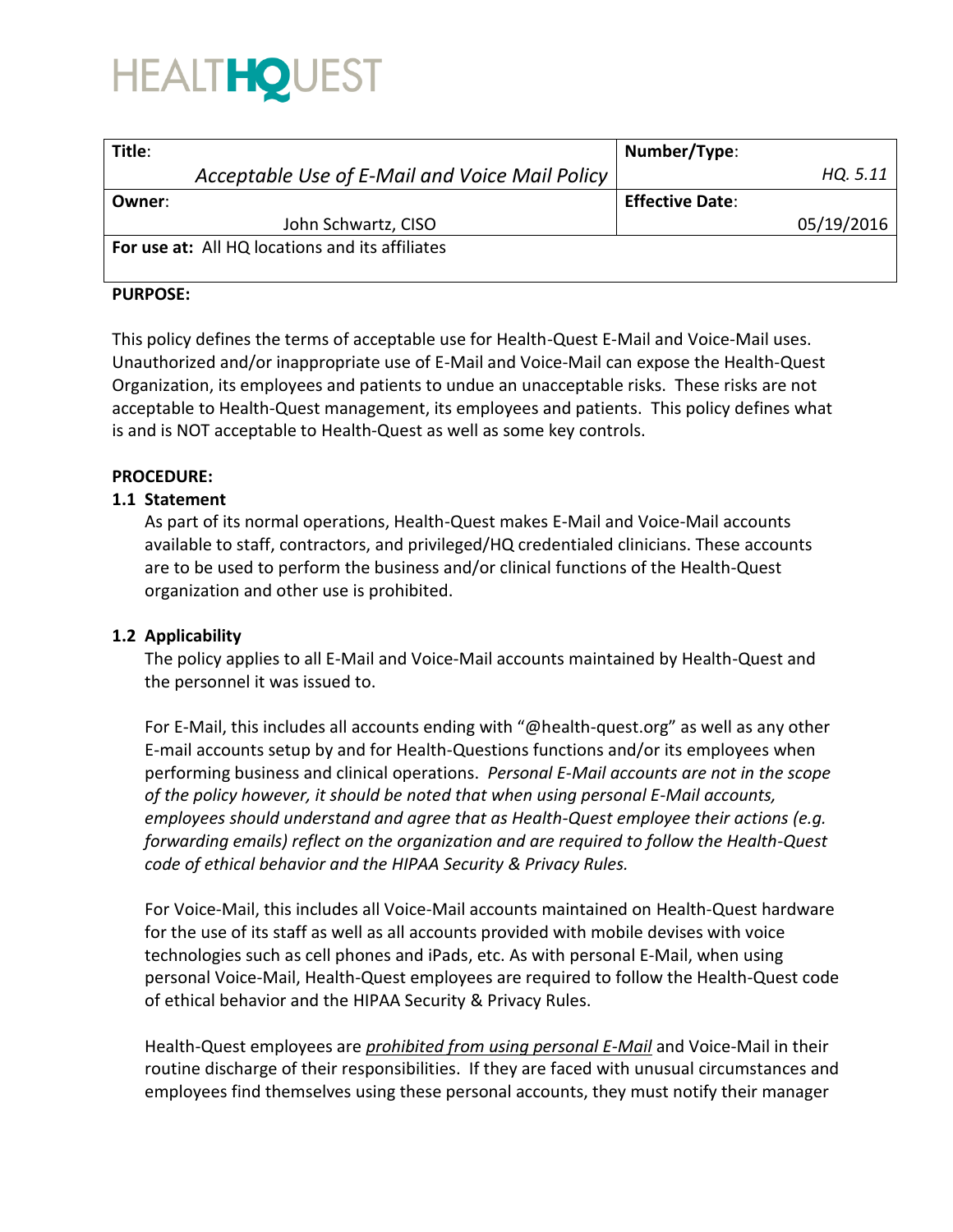# HEALTHQUEST

| Title: Acceptable Use of E-Mail and Voice Mail Policy | Number/Type: HQ. 5.11 |
| --- | --- |
| Owner: John Schwartz, CISO | Effective Date: 05/19/2016 |
| For use at: All HQ locations and its affiliates | |

**PURPOSE:**

This policy defines the terms of acceptable use for Health-Quest E-Mail and Voice-Mail uses. Unauthorized and/or inappropriate use of E-Mail and Voice-Mail can expose the Health-Quest Organization, its employees and patients to undue an unacceptable risks. These risks are not acceptable to Health-Quest management, its employees and patients. This policy defines what is and is NOT acceptable to Health-Quest as well as some key controls.

**PROCEDURE:**

**1.1 Statement**

As part of its normal operations, Health-Quest makes E-Mail and Voice-Mail accounts available to staff, contractors, and privileged/HQ credentialed clinicians. These accounts are to be used to perform the business and/or clinical functions of the Health-Quest organization and other use is prohibited.

**1.2 Applicability**

The policy applies to all E-Mail and Voice-Mail accounts maintained by Health-Quest and the personnel it was issued to.

For E-Mail, this includes all accounts ending with "@health-quest.org" as well as any other E-mail accounts setup by and for Health-Questions functions and/or its employees when performing business and clinical operations. *Personal E-Mail accounts are not in the scope of the policy however, it should be noted that when using personal E-Mail accounts, employees should understand and agree that as Health-Quest employee their actions (e.g. forwarding emails) reflect on the organization and are required to follow the Health-Quest code of ethical behavior and the HIPAA Security & Privacy Rules.*

For Voice-Mail, this includes all Voice-Mail accounts maintained on Health-Quest hardware for the use of its staff as well as all accounts provided with mobile devises with voice technologies such as cell phones and iPads, etc. As with personal E-Mail, when using personal Voice-Mail, Health-Quest employees are required to follow the Health-Quest code of ethical behavior and the HIPAA Security & Privacy Rules.

Health-Quest employees are *prohibited from using personal E-Mail* and Voice-Mail in their routine discharge of their responsibilities. If they are faced with unusual circumstances and employees find themselves using these personal accounts, they must notify their manager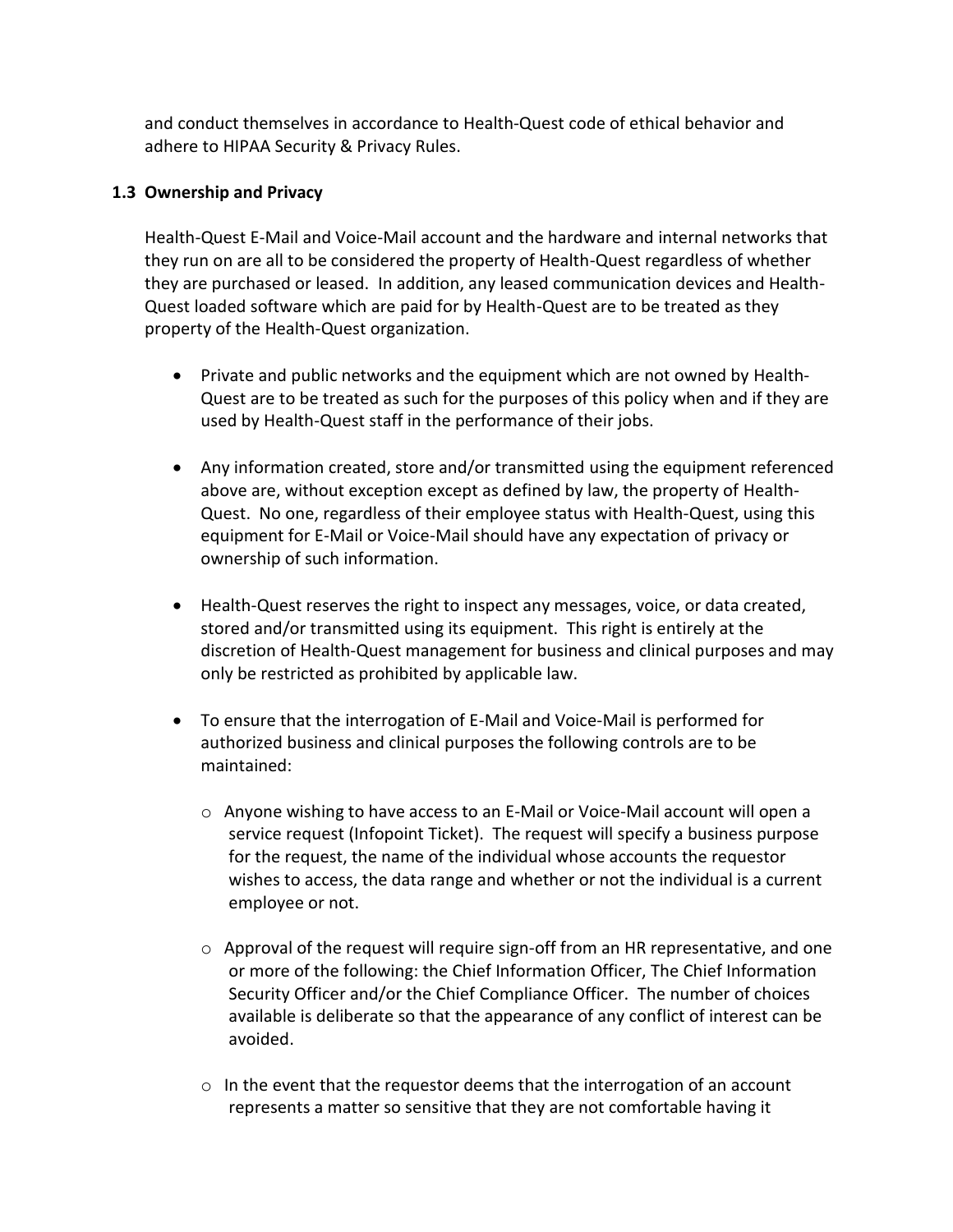and conduct themselves in accordance to Health-Quest code of ethical behavior and adhere to HIPAA Security & Privacy Rules.

### 1.3 Ownership and Privacy

Health-Quest E-Mail and Voice-Mail account and the hardware and internal networks that they run on are all to be considered the property of Health-Quest regardless of whether they are purchased or leased. In addition, any leased communication devices and Health-Quest loaded software which are paid for by Health-Quest are to be treated as they property of the Health-Quest organization.

- Private and public networks and the equipment which are not owned by Health-Quest are to be treated as such for the purposes of this policy when and if they are used by Health-Quest staff in the performance of their jobs.

- Any information created, store and/or transmitted using the equipment referenced above are, without exception except as defined by law, the property of Health-Quest. No one, regardless of their employee status with Health-Quest, using this equipment for E-Mail or Voice-Mail should have any expectation of privacy or ownership of such information.

- Health-Quest reserves the right to inspect any messages, voice, or data created, stored and/or transmitted using its equipment. This right is entirely at the discretion of Health-Quest management for business and clinical purposes and may only be restricted as prohibited by applicable law.

- To ensure that the interrogation of E-Mail and Voice-Mail is performed for authorized business and clinical purposes the following controls are to be maintained:

  - Anyone wishing to have access to an E-Mail or Voice-Mail account will open a service request (Infopoint Ticket). The request will specify a business purpose for the request, the name of the individual whose accounts the requestor wishes to access, the data range and whether or not the individual is a current employee or not.

  - Approval of the request will require sign-off from an HR representative, and one or more of the following: the Chief Information Officer, The Chief Information Security Officer and/or the Chief Compliance Officer. The number of choices available is deliberate so that the appearance of any conflict of interest can be avoided.

  - In the event that the requestor deems that the interrogation of an account represents a matter so sensitive that they are not comfortable having it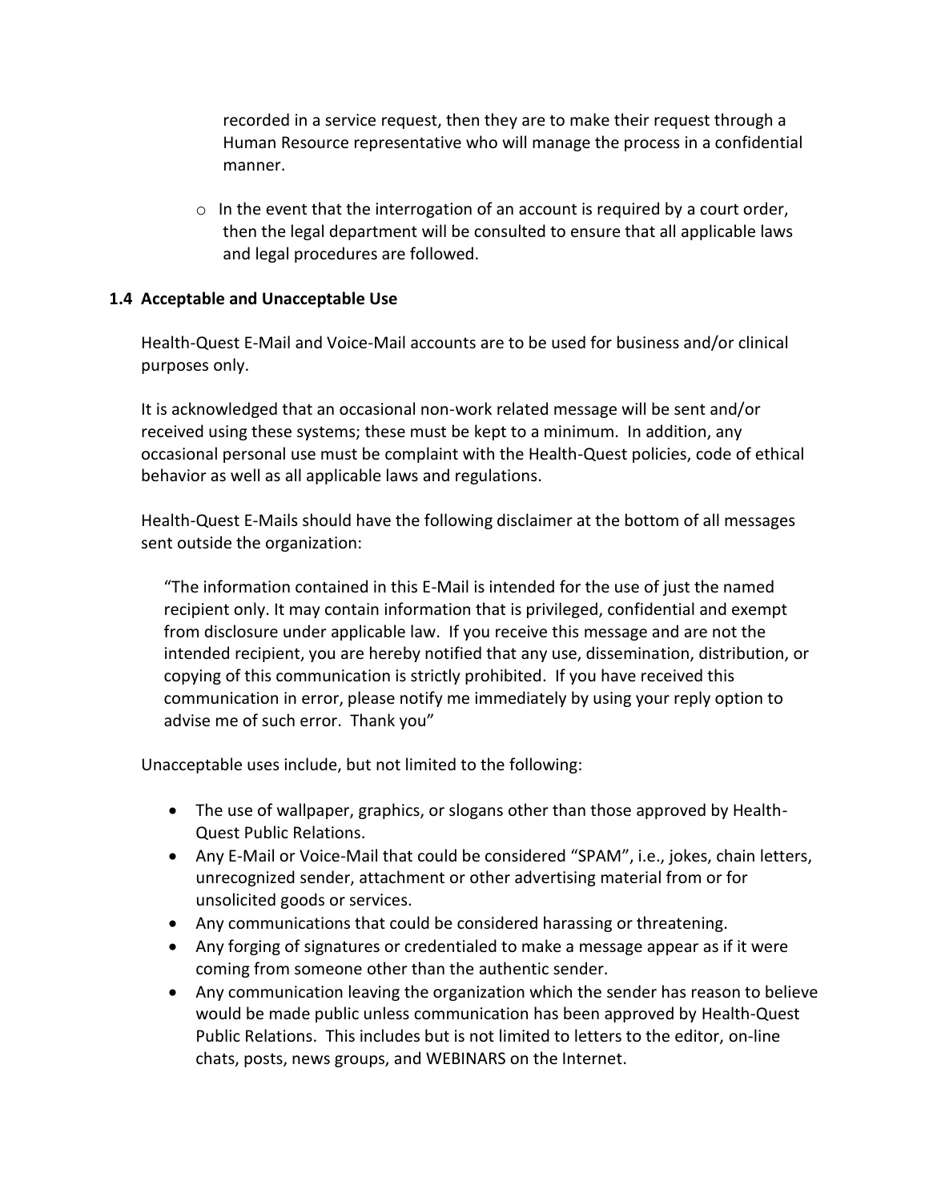recorded in a service request, then they are to make their request through a Human Resource representative who will manage the process in a confidential manner.

- In the event that the interrogation of an account is required by a court order, then the legal department will be consulted to ensure that all applicable laws and legal procedures are followed.

### 1.4 Acceptable and Unacceptable Use

Health-Quest E-Mail and Voice-Mail accounts are to be used for business and/or clinical purposes only.

It is acknowledged that an occasional non-work related message will be sent and/or received using these systems; these must be kept to a minimum. In addition, any occasional personal use must be complaint with the Health-Quest policies, code of ethical behavior as well as all applicable laws and regulations.

Health-Quest E-Mails should have the following disclaimer at the bottom of all messages sent outside the organization:

> "The information contained in this E-Mail is intended for the use of just the named recipient only. It may contain information that is privileged, confidential and exempt from disclosure under applicable law. If you receive this message and are not the intended recipient, you are hereby notified that any use, dissemination, distribution, or copying of this communication is strictly prohibited. If you have received this communication in error, please notify me immediately by using your reply option to advise me of such error. Thank you"

Unacceptable uses include, but not limited to the following:

- The use of wallpaper, graphics, or slogans other than those approved by Health-Quest Public Relations.
- Any E-Mail or Voice-Mail that could be considered "SPAM", i.e., jokes, chain letters, unrecognized sender, attachment or other advertising material from or for unsolicited goods or services.
- Any communications that could be considered harassing or threatening.
- Any forging of signatures or credentialed to make a message appear as if it were coming from someone other than the authentic sender.
- Any communication leaving the organization which the sender has reason to believe would be made public unless communication has been approved by Health-Quest Public Relations. This includes but is not limited to letters to the editor, on-line chats, posts, news groups, and WEBINARS on the Internet.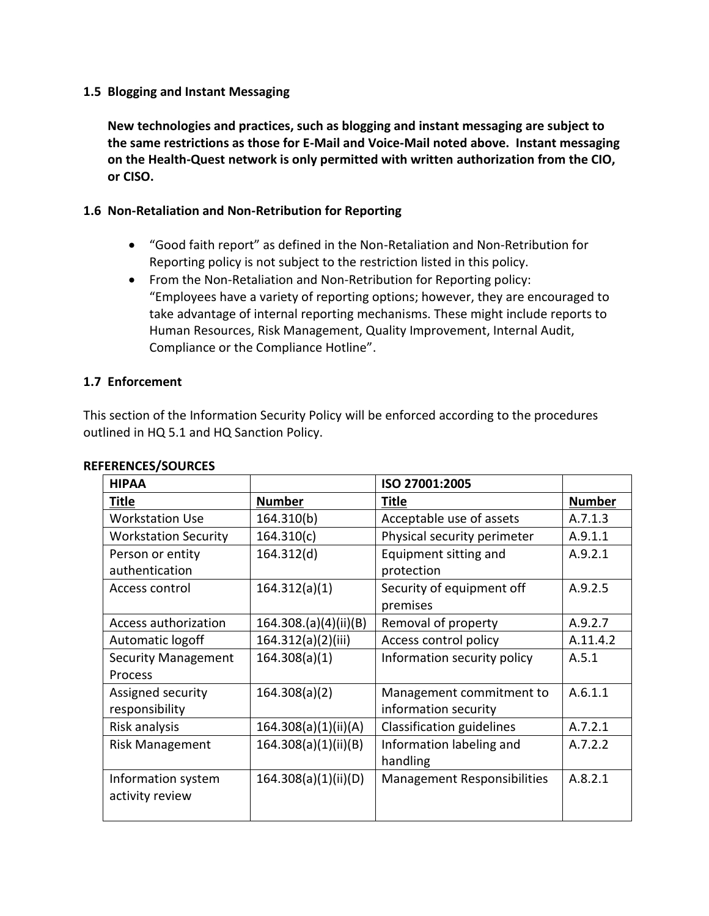### 1.5 Blogging and Instant Messaging

**New technologies and practices, such as blogging and instant messaging are subject to the same restrictions as those for E-Mail and Voice-Mail noted above. Instant messaging on the Health-Quest network is only permitted with written authorization from the CIO, or CISO.**

### 1.6 Non-Retaliation and Non-Retribution for Reporting

- "Good faith report" as defined in the Non-Retaliation and Non-Retribution for Reporting policy is not subject to the restriction listed in this policy.
- From the Non-Retaliation and Non-Retribution for Reporting policy: "Employees have a variety of reporting options; however, they are encouraged to take advantage of internal reporting mechanisms. These might include reports to Human Resources, Risk Management, Quality Improvement, Internal Audit, Compliance or the Compliance Hotline".

### 1.7 Enforcement

This section of the Information Security Policy will be enforced according to the procedures outlined in HQ 5.1 and HQ Sanction Policy.

**REFERENCES/SOURCES**

| **HIPAA** | | **ISO 27001:2005** | |
|---|---|---|---|
| **Title** | **Number** | **Title** | **Number** |
| Workstation Use | 164.310(b) | Acceptable use of assets | A.7.1.3 |
| Workstation Security | 164.310(c) | Physical security perimeter | A.9.1.1 |
| Person or entity authentication | 164.312(d) | Equipment sitting and protection | A.9.2.1 |
| Access control | 164.312(a)(1) | Security of equipment off premises | A.9.2.5 |
| Access authorization | 164.308.(a)(4)(ii)(B) | Removal of property | A.9.2.7 |
| Automatic logoff | 164.312(a)(2)(iii) | Access control policy | A.11.4.2 |
| Security Management Process | 164.308(a)(1) | Information security policy | A.5.1 |
| Assigned security responsibility | 164.308(a)(2) | Management commitment to information security | A.6.1.1 |
| Risk analysis | 164.308(a)(1)(ii)(A) | Classification guidelines | A.7.2.1 |
| Risk Management | 164.308(a)(1)(ii)(B) | Information labeling and handling | A.7.2.2 |
| Information system activity review | 164.308(a)(1)(ii)(D) | Management Responsibilities | A.8.2.1 |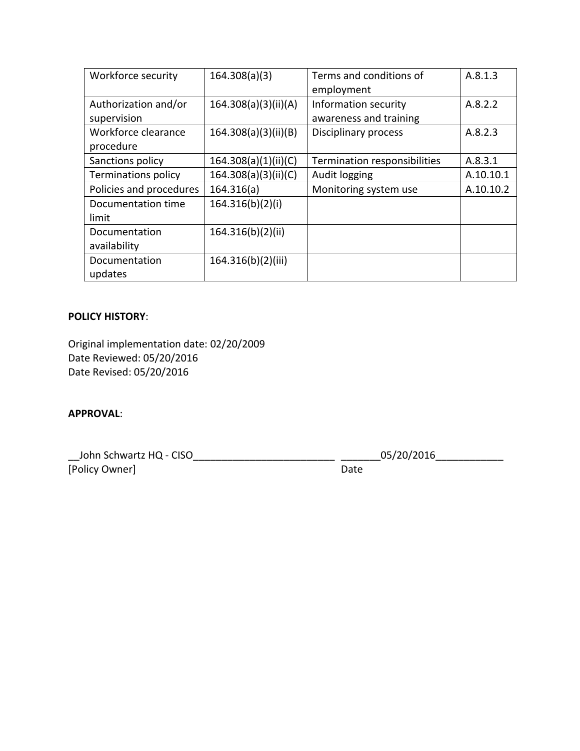| | | | |
|---|---|---|---|
| Workforce security | 164.308(a)(3) | Terms and conditions of employment | A.8.1.3 |
| Authorization and/or supervision | 164.308(a)(3)(ii)(A) | Information security awareness and training | A.8.2.2 |
| Workforce clearance procedure | 164.308(a)(3)(ii)(B) | Disciplinary process | A.8.2.3 |
| Sanctions policy | 164.308(a)(1)(ii)(C) | Termination responsibilities | A.8.3.1 |
| Terminations policy | 164.308(a)(3)(ii)(C) | Audit logging | A.10.10.1 |
| Policies and procedures | 164.316(a) | Monitoring system use | A.10.10.2 |
| Documentation time limit | 164.316(b)(2)(i) | | |
| Documentation availability | 164.316(b)(2)(ii) | | |
| Documentation updates | 164.316(b)(2)(iii) | | |

**POLICY HISTORY**:

Original implementation date: 02/20/2009
Date Reviewed: 05/20/2016
Date Revised: 05/20/2016

**APPROVAL**:

__John Schwartz HQ - CISO__________________________ _______05/20/2016____________
[Policy Owner] Date